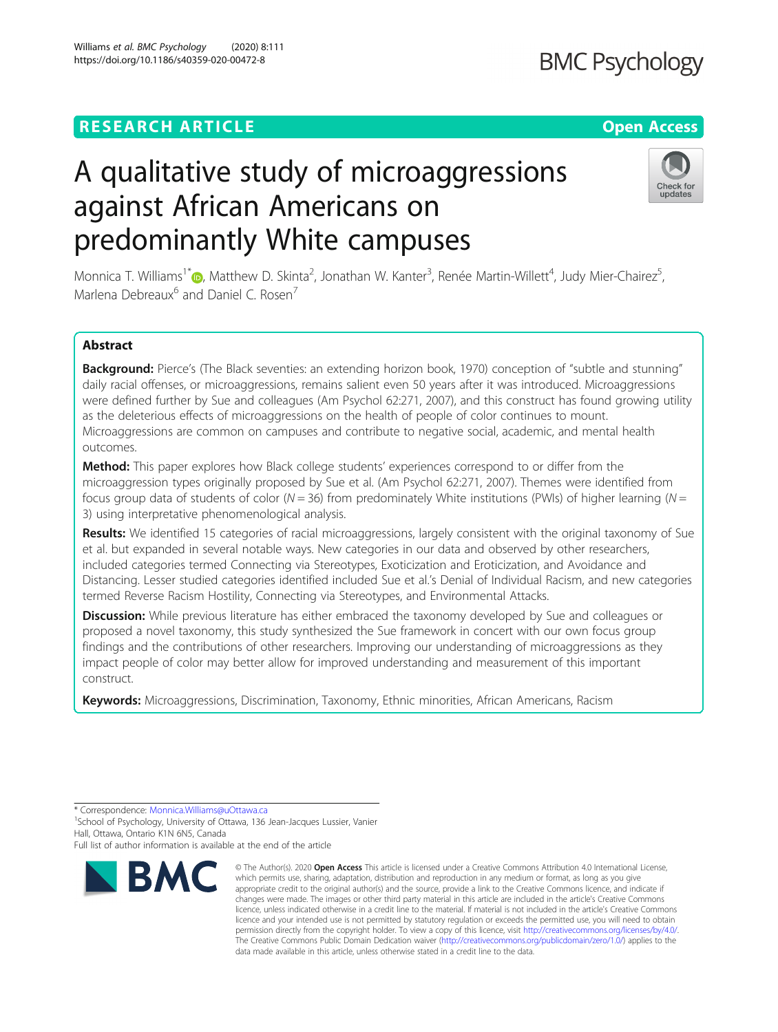RESEARCH ARTICLE

Open Access

# A qualitative study of microaggressions against African Americans on predominantly White campuses

Monnica T. Williams[1*], Matthew D. Skinta[2], Jonathan W. Kanter[3], Renée Martin-Willett[4], Judy Mier-Chairez[5], Marlena Debreaux[6] and Daniel C. Rosen[7]

## Abstract

**Background:** Pierce's (The Black seventies: an extending horizon book, 1970) conception of "subtle and stunning" daily racial offenses, or microaggressions, remains salient even 50 years after it was introduced. Microaggressions were defined further by Sue and colleagues (Am Psychol 62:271, 2007), and this construct has found growing utility as the deleterious effects of microaggressions on the health of people of color continues to mount. Microaggressions are common on campuses and contribute to negative social, academic, and mental health outcomes.

**Method:** This paper explores how Black college students' experiences correspond to or differ from the microaggression types originally proposed by Sue et al. (Am Psychol 62:271, 2007). Themes were identified from focus group data of students of color ($N = 36$) from predominately White institutions (PWIs) of higher learning ($N = 3$) using interpretative phenomenological analysis.

**Results:** We identified 15 categories of racial microaggressions, largely consistent with the original taxonomy of Sue et al. but expanded in several notable ways. New categories in our data and observed by other researchers, included categories termed Connecting via Stereotypes, Exoticization and Eroticization, and Avoidance and Distancing. Lesser studied categories identified included Sue et al.'s Denial of Individual Racism, and new categories termed Reverse Racism Hostility, Connecting via Stereotypes, and Environmental Attacks.

**Discussion:** While previous literature has either embraced the taxonomy developed by Sue and colleagues or proposed a novel taxonomy, this study synthesized the Sue framework in concert with our own focus group findings and the contributions of other researchers. Improving our understanding of microaggressions as they impact people of color may better allow for improved understanding and measurement of this important construct.

**Keywords:** Microaggressions, Discrimination, Taxonomy, Ethnic minorities, African Americans, Racism

* Correspondence: Monnica.Williams@uOttawa.ca

[1] School of Psychology, University of Ottawa, 136 Jean-Jacques Lussier, Vanier Hall, Ottawa, Ontario K1N 6N5, Canada

Full list of author information is available at the end of the article

© The Author(s). 2020 **Open Access** This article is licensed under a Creative Commons Attribution 4.0 International License, which permits use, sharing, adaptation, distribution and reproduction in any medium or format, as long as you give appropriate credit to the original author(s) and the source, provide a link to the Creative Commons licence, and indicate if changes were made. The images or other third party material in this article are included in the article's Creative Commons licence, unless indicated otherwise in a credit line to the material. If material is not included in the article's Creative Commons licence and your intended use is not permitted by statutory regulation or exceeds the permitted use, you will need to obtain permission directly from the copyright holder. To view a copy of this licence, visit http://creativecommons.org/licenses/by/4.0/. The Creative Commons Public Domain Dedication waiver (http://creativecommons.org/publicdomain/zero/1.0/) applies to the data made available in this article, unless otherwise stated in a credit line to the data.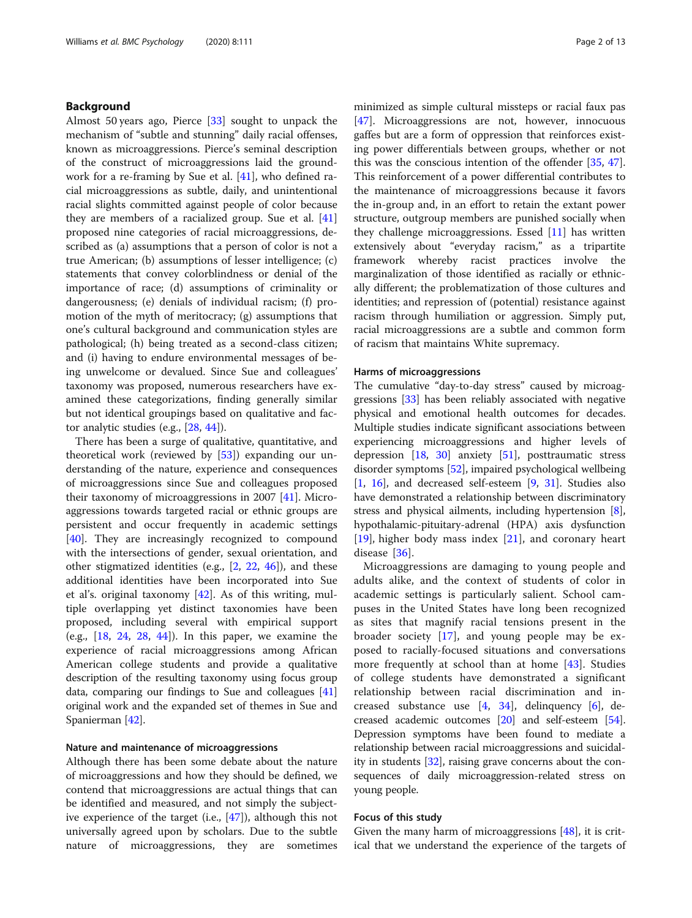## Background

Almost 50 years ago, Pierce [33] sought to unpack the mechanism of "subtle and stunning" daily racial offenses, known as microaggressions. Pierce's seminal description of the construct of microaggressions laid the groundwork for a re-framing by Sue et al. [41], who defined racial microaggressions as subtle, daily, and unintentional racial slights committed against people of color because they are members of a racialized group. Sue et al. [41] proposed nine categories of racial microaggressions, described as (a) assumptions that a person of color is not a true American; (b) assumptions of lesser intelligence; (c) statements that convey colorblindness or denial of the importance of race; (d) assumptions of criminality or dangerousness; (e) denials of individual racism; (f) promotion of the myth of meritocracy; (g) assumptions that one's cultural background and communication styles are pathological; (h) being treated as a second-class citizen; and (i) having to endure environmental messages of being unwelcome or devalued. Since Sue and colleagues' taxonomy was proposed, numerous researchers have examined these categorizations, finding generally similar but not identical groupings based on qualitative and factor analytic studies (e.g., [28, 44]).

There has been a surge of qualitative, quantitative, and theoretical work (reviewed by [53]) expanding our understanding of the nature, experience and consequences of microaggressions since Sue and colleagues proposed their taxonomy of microaggressions in 2007 [41]. Microaggressions towards targeted racial or ethnic groups are persistent and occur frequently in academic settings [40]. They are increasingly recognized to compound with the intersections of gender, sexual orientation, and other stigmatized identities (e.g., [2, 22, 46]), and these additional identities have been incorporated into Sue et al's. original taxonomy [42]. As of this writing, multiple overlapping yet distinct taxonomies have been proposed, including several with empirical support (e.g., [18, 24, 28, 44]). In this paper, we examine the experience of racial microaggressions among African American college students and provide a qualitative description of the resulting taxonomy using focus group data, comparing our findings to Sue and colleagues [41] original work and the expanded set of themes in Sue and Spanierman [42].

### Nature and maintenance of microaggressions

Although there has been some debate about the nature of microaggressions and how they should be defined, we contend that microaggressions are actual things that can be identified and measured, and not simply the subjective experience of the target (i.e., [47]), although this not universally agreed upon by scholars. Due to the subtle nature of microaggressions, they are sometimes minimized as simple cultural missteps or racial faux pas [47]. Microaggressions are not, however, innocuous gaffes but are a form of oppression that reinforces existing power differentials between groups, whether or not this was the conscious intention of the offender [35, 47]. This reinforcement of a power differential contributes to the maintenance of microaggressions because it favors the in-group and, in an effort to retain the extant power structure, outgroup members are punished socially when they challenge microaggressions. Essed [11] has written extensively about "everyday racism," as a tripartite framework whereby racist practices involve the marginalization of those identified as racially or ethnically different; the problematization of those cultures and identities; and repression of (potential) resistance against racism through humiliation or aggression. Simply put, racial microaggressions are a subtle and common form of racism that maintains White supremacy.

### Harms of microaggressions

The cumulative "day-to-day stress" caused by microaggressions [33] has been reliably associated with negative physical and emotional health outcomes for decades. Multiple studies indicate significant associations between experiencing microaggressions and higher levels of depression [18, 30] anxiety [51], posttraumatic stress disorder symptoms [52], impaired psychological wellbeing [1, 16], and decreased self-esteem [9, 31]. Studies also have demonstrated a relationship between discriminatory stress and physical ailments, including hypertension [8], hypothalamic-pituitary-adrenal (HPA) axis dysfunction [19], higher body mass index [21], and coronary heart disease [36].

Microaggressions are damaging to young people and adults alike, and the context of students of color in academic settings is particularly salient. School campuses in the United States have long been recognized as sites that magnify racial tensions present in the broader society [17], and young people may be exposed to racially-focused situations and conversations more frequently at school than at home [43]. Studies of college students have demonstrated a significant relationship between racial discrimination and increased substance use [4, 34], delinquency [6], decreased academic outcomes [20] and self-esteem [54]. Depression symptoms have been found to mediate a relationship between racial microaggressions and suicidality in students [32], raising grave concerns about the consequences of daily microaggression-related stress on young people.

### Focus of this study

Given the many harm of microaggressions [48], it is critical that we understand the experience of the targets of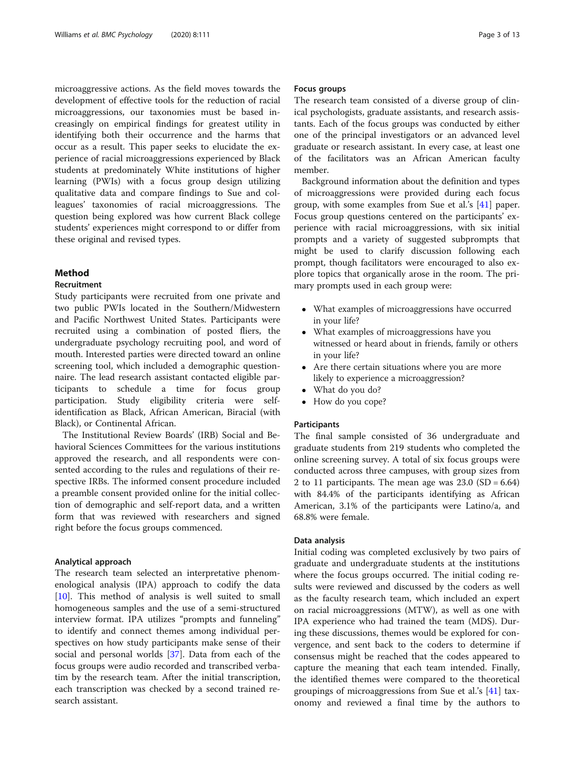microaggressive actions. As the field moves towards the development of effective tools for the reduction of racial microaggressions, our taxonomies must be based increasingly on empirical findings for greatest utility in identifying both their occurrence and the harms that occur as a result. This paper seeks to elucidate the experience of racial microaggressions experienced by Black students at predominately White institutions of higher learning (PWIs) with a focus group design utilizing qualitative data and compare findings to Sue and colleagues' taxonomies of racial microaggressions. The question being explored was how current Black college students' experiences might correspond to or differ from these original and revised types.

## Method

### Recruitment

Study participants were recruited from one private and two public PWIs located in the Southern/Midwestern and Pacific Northwest United States. Participants were recruited using a combination of posted fliers, the undergraduate psychology recruiting pool, and word of mouth. Interested parties were directed toward an online screening tool, which included a demographic questionnaire. The lead research assistant contacted eligible participants to schedule a time for focus group participation. Study eligibility criteria were self-identification as Black, African American, Biracial (with Black), or Continental African.

The Institutional Review Boards' (IRB) Social and Behavioral Sciences Committees for the various institutions approved the research, and all respondents were consented according to the rules and regulations of their respective IRBs. The informed consent procedure included a preamble consent provided online for the initial collection of demographic and self-report data, and a written form that was reviewed with researchers and signed right before the focus groups commenced.

### Analytical approach

The research team selected an interpretative phenomenological analysis (IPA) approach to codify the data [10]. This method of analysis is well suited to small homogeneous samples and the use of a semi-structured interview format. IPA utilizes "prompts and funneling" to identify and connect themes among individual perspectives on how study participants make sense of their social and personal worlds [37]. Data from each of the focus groups were audio recorded and transcribed verbatim by the research team. After the initial transcription, each transcription was checked by a second trained research assistant.

### Focus groups

The research team consisted of a diverse group of clinical psychologists, graduate assistants, and research assistants. Each of the focus groups was conducted by either one of the principal investigators or an advanced level graduate or research assistant. In every case, at least one of the facilitators was an African American faculty member.

Background information about the definition and types of microaggressions were provided during each focus group, with some examples from Sue et al.'s [41] paper. Focus group questions centered on the participants' experience with racial microaggressions, with six initial prompts and a variety of suggested subprompts that might be used to clarify discussion following each prompt, though facilitators were encouraged to also explore topics that organically arose in the room. The primary prompts used in each group were:

- What examples of microaggressions have occurred in your life?
- What examples of microaggressions have you witnessed or heard about in friends, family or others in your life?
- Are there certain situations where you are more likely to experience a microaggression?
- What do you do?
- How do you cope?

### Participants

The final sample consisted of 36 undergraduate and graduate students from 219 students who completed the online screening survey. A total of six focus groups were conducted across three campuses, with group sizes from 2 to 11 participants. The mean age was 23.0 (SD = 6.64) with 84.4% of the participants identifying as African American, 3.1% of the participants were Latino/a, and 68.8% were female.

### Data analysis

Initial coding was completed exclusively by two pairs of graduate and undergraduate students at the institutions where the focus groups occurred. The initial coding results were reviewed and discussed by the coders as well as the faculty research team, which included an expert on racial microaggressions (MTW), as well as one with IPA experience who had trained the team (MDS). During these discussions, themes would be explored for convergence, and sent back to the coders to determine if consensus might be reached that the codes appeared to capture the meaning that each team intended. Finally, the identified themes were compared to the theoretical groupings of microaggressions from Sue et al.'s [41] taxonomy and reviewed a final time by the authors to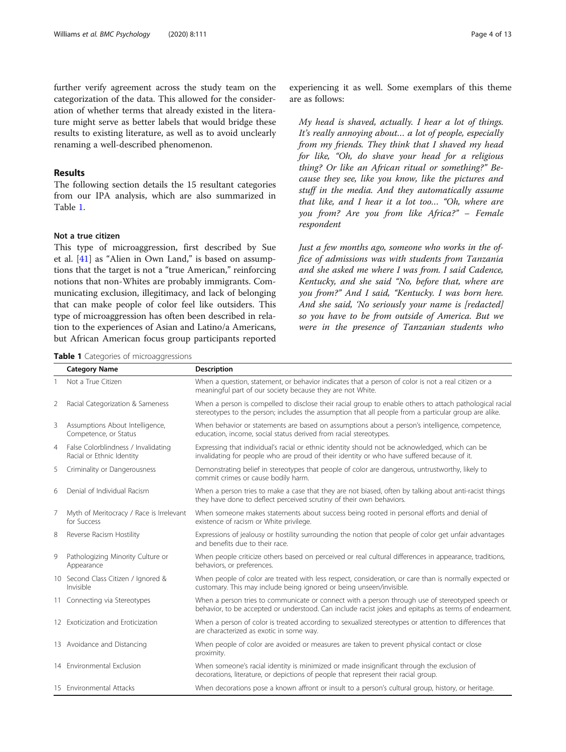further verify agreement across the study team on the categorization of the data. This allowed for the consideration of whether terms that already existed in the literature might serve as better labels that would bridge these results to existing literature, as well as to avoid unclearly renaming a well-described phenomenon.

## Results

The following section details the 15 resultant categories from our IPA analysis, which are also summarized in Table 1.

### Not a true citizen

This type of microaggression, first described by Sue et al. [41] as "Alien in Own Land," is based on assumptions that the target is not a "true American," reinforcing notions that non-Whites are probably immigrants. Communicating exclusion, illegitimacy, and lack of belonging that can make people of color feel like outsiders. This type of microaggression has often been described in relation to the experiences of Asian and Latino/a Americans, but African American focus group participants reported experiencing it as well. Some exemplars of this theme are as follows:

> *My head is shaved, actually. I hear a lot of things. It's really annoying about… a lot of people, especially from my friends. They think that I shaved my head for like, "Oh, do shave your head for a religious thing? Or like an African ritual or something?" Because they see, like you know, like the pictures and stuff in the media. And they automatically assume that like, and I hear it a lot too… "Oh, where are you from? Are you from like Africa?" – Female respondent*

> *Just a few months ago, someone who works in the office of admissions was with students from Tanzania and she asked me where I was from. I said Cadence, Kentucky, and she said "No, before that, where are you from?" And I said, "Kentucky. I was born here. And she said, 'No seriously your name is [redacted] so you have to be from outside of America. But we were in the presence of Tanzanian students who*

**Table 1** Categories of microaggressions

| | Category Name | Description |
|---|---|---|
| 1 | Not a True Citizen | When a question, statement, or behavior indicates that a person of color is not a real citizen or a meaningful part of our society because they are not White. |
| 2 | Racial Categorization & Sameness | When a person is compelled to disclose their racial group to enable others to attach pathological racial stereotypes to the person; includes the assumption that all people from a particular group are alike. |
| 3 | Assumptions About Intelligence, Competence, or Status | When behavior or statements are based on assumptions about a person's intelligence, competence, education, income, social status derived from racial stereotypes. |
| 4 | False Colorblindness / Invalidating Racial or Ethnic Identity | Expressing that individual's racial or ethnic identity should not be acknowledged, which can be invalidating for people who are proud of their identity or who have suffered because of it. |
| 5 | Criminality or Dangerousness | Demonstrating belief in stereotypes that people of color are dangerous, untrustworthy, likely to commit crimes or cause bodily harm. |
| 6 | Denial of Individual Racism | When a person tries to make a case that they are not biased, often by talking about anti-racist things they have done to deflect perceived scrutiny of their own behaviors. |
| 7 | Myth of Meritocracy / Race is Irrelevant for Success | When someone makes statements about success being rooted in personal efforts and denial of existence of racism or White privilege. |
| 8 | Reverse Racism Hostility | Expressions of jealousy or hostility surrounding the notion that people of color get unfair advantages and benefits due to their race. |
| 9 | Pathologizing Minority Culture or Appearance | When people criticize others based on perceived or real cultural differences in appearance, traditions, behaviors, or preferences. |
| 10 | Second Class Citizen / Ignored & Invisible | When people of color are treated with less respect, consideration, or care than is normally expected or customary. This may include being ignored or being unseen/invisible. |
| 11 | Connecting via Stereotypes | When a person tries to communicate or connect with a person through use of stereotyped speech or behavior, to be accepted or understood. Can include racist jokes and epitaphs as terms of endearment. |
| 12 | Exoticization and Eroticization | When a person of color is treated according to sexualized stereotypes or attention to differences that are characterized as exotic in some way. |
| 13 | Avoidance and Distancing | When people of color are avoided or measures are taken to prevent physical contact or close proximity. |
| 14 | Environmental Exclusion | When someone's racial identity is minimized or made insignificant through the exclusion of decorations, literature, or depictions of people that represent their racial group. |
| 15 | Environmental Attacks | When decorations pose a known affront or insult to a person's cultural group, history, or heritage. |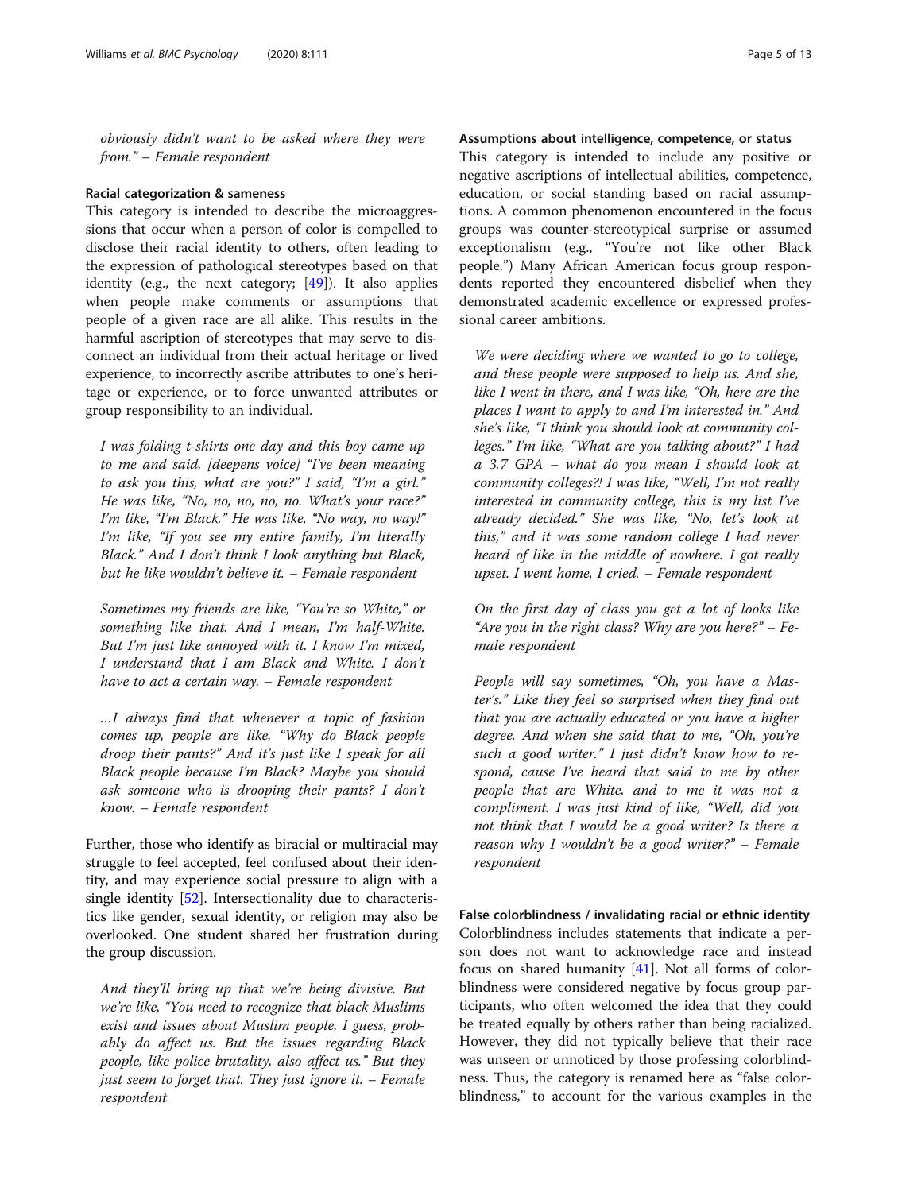*obviously didn't want to be asked where they were from." – Female respondent*

### Racial categorization & sameness

This category is intended to describe the microaggressions that occur when a person of color is compelled to disclose their racial identity to others, often leading to the expression of pathological stereotypes based on that identity (e.g., the next category; [49]). It also applies when people make comments or assumptions that people of a given race are all alike. This results in the harmful ascription of stereotypes that may serve to disconnect an individual from their actual heritage or lived experience, to incorrectly ascribe attributes to one's heritage or experience, or to force unwanted attributes or group responsibility to an individual.

> *I was folding t-shirts one day and this boy came up to me and said, [deepens voice] "I've been meaning to ask you this, what are you?" I said, "I'm a girl." He was like, "No, no, no, no, no. What's your race?" I'm like, "I'm Black." He was like, "No way, no way!" I'm like, "If you see my entire family, I'm literally Black." And I don't think I look anything but Black, but he like wouldn't believe it. – Female respondent*

> *Sometimes my friends are like, "You're so White," or something like that. And I mean, I'm half-White. But I'm just like annoyed with it. I know I'm mixed, I understand that I am Black and White. I don't have to act a certain way. – Female respondent*

> *…I always find that whenever a topic of fashion comes up, people are like, "Why do Black people droop their pants?" And it's just like I speak for all Black people because I'm Black? Maybe you should ask someone who is drooping their pants? I don't know. – Female respondent*

Further, those who identify as biracial or multiracial may struggle to feel accepted, feel confused about their identity, and may experience social pressure to align with a single identity [52]. Intersectionality due to characteristics like gender, sexual identity, or religion may also be overlooked. One student shared her frustration during the group discussion.

> *And they'll bring up that we're being divisive. But we're like, "You need to recognize that black Muslims exist and issues about Muslim people, I guess, probably do affect us. But the issues regarding Black people, like police brutality, also affect us." But they just seem to forget that. They just ignore it. – Female respondent*

### Assumptions about intelligence, competence, or status

This category is intended to include any positive or negative ascriptions of intellectual abilities, competence, education, or social standing based on racial assumptions. A common phenomenon encountered in the focus groups was counter-stereotypical surprise or assumed exceptionalism (e.g., "You're not like other Black people.") Many African American focus group respondents reported they encountered disbelief when they demonstrated academic excellence or expressed professional career ambitions.

> *We were deciding where we wanted to go to college, and these people were supposed to help us. And she, like I went in there, and I was like, "Oh, here are the places I want to apply to and I'm interested in." And she's like, "I think you should look at community colleges." I'm like, "What are you talking about?" I had a 3.7 GPA – what do you mean I should look at community colleges?! I was like, "Well, I'm not really interested in community college, this is my list I've already decided." She was like, "No, let's look at this," and it was some random college I had never heard of like in the middle of nowhere. I got really upset. I went home, I cried. – Female respondent*

> *On the first day of class you get a lot of looks like "Are you in the right class? Why are you here?" – Female respondent*

> *People will say sometimes, "Oh, you have a Master's." Like they feel so surprised when they find out that you are actually educated or you have a higher degree. And when she said that to me, "Oh, you're such a good writer." I just didn't know how to respond, cause I've heard that said to me by other people that are White, and to me it was not a compliment. I was just kind of like, "Well, did you not think that I would be a good writer? Is there a reason why I wouldn't be a good writer?" – Female respondent*

### False colorblindness / invalidating racial or ethnic identity

Colorblindness includes statements that indicate a person does not want to acknowledge race and instead focus on shared humanity [41]. Not all forms of colorblindness were considered negative by focus group participants, who often welcomed the idea that they could be treated equally by others rather than being racialized. However, they did not typically believe that their race was unseen or unnoticed by those professing colorblindness. Thus, the category is renamed here as "false colorblindness," to account for the various examples in the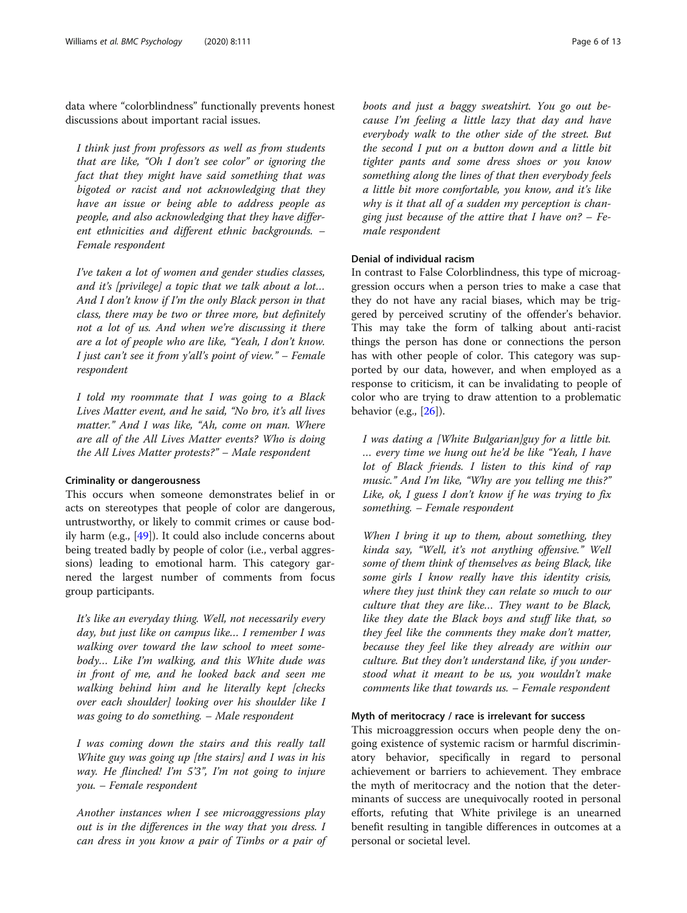data where "colorblindness" functionally prevents honest discussions about important racial issues.

> *I think just from professors as well as from students that are like, "Oh I don't see color" or ignoring the fact that they might have said something that was bigoted or racist and not acknowledging that they have an issue or being able to address people as people, and also acknowledging that they have different ethnicities and different ethnic backgrounds. – Female respondent*

> *I've taken a lot of women and gender studies classes, and it's [privilege] a topic that we talk about a lot… And I don't know if I'm the only Black person in that class, there may be two or three more, but definitely not a lot of us. And when we're discussing it there are a lot of people who are like, "Yeah, I don't know. I just can't see it from y'all's point of view." – Female respondent*

> *I told my roommate that I was going to a Black Lives Matter event, and he said, "No bro, it's all lives matter." And I was like, "Ah, come on man. Where are all of the All Lives Matter events? Who is doing the All Lives Matter protests?" – Male respondent*

#### Criminality or dangerousness

This occurs when someone demonstrates belief in or acts on stereotypes that people of color are dangerous, untrustworthy, or likely to commit crimes or cause bodily harm (e.g., [49]). It could also include concerns about being treated badly by people of color (i.e., verbal aggressions) leading to emotional harm. This category garnered the largest number of comments from focus group participants.

> *It's like an everyday thing. Well, not necessarily every day, but just like on campus like… I remember I was walking over toward the law school to meet somebody… Like I'm walking, and this White dude was in front of me, and he looked back and seen me walking behind him and he literally kept [checks over each shoulder] looking over his shoulder like I was going to do something. – Male respondent*

> *I was coming down the stairs and this really tall White guy was going up [the stairs] and I was in his way. He flinched! I'm 5'3", I'm not going to injure you. – Female respondent*

> *Another instances when I see microaggressions play out is in the differences in the way that you dress. I can dress in you know a pair of Timbs or a pair of boots and just a baggy sweatshirt. You go out because I'm feeling a little lazy that day and have everybody walk to the other side of the street. But the second I put on a button down and a little bit tighter pants and some dress shoes or you know something along the lines of that then everybody feels a little bit more comfortable, you know, and it's like why is it that all of a sudden my perception is changing just because of the attire that I have on? – Female respondent*

#### Denial of individual racism

In contrast to False Colorblindness, this type of microaggression occurs when a person tries to make a case that they do not have any racial biases, which may be triggered by perceived scrutiny of the offender's behavior. This may take the form of talking about anti-racist things the person has done or connections the person has with other people of color. This category was supported by our data, however, and when employed as a response to criticism, it can be invalidating to people of color who are trying to draw attention to a problematic behavior (e.g., [26]).

> *I was dating a [White Bulgarian]guy for a little bit. … every time we hung out he'd be like "Yeah, I have lot of Black friends. I listen to this kind of rap music." And I'm like, "Why are you telling me this?" Like, ok, I guess I don't know if he was trying to fix something. – Female respondent*

> *When I bring it up to them, about something, they kinda say, "Well, it's not anything offensive." Well some of them think of themselves as being Black, like some girls I know really have this identity crisis, where they just think they can relate so much to our culture that they are like… They want to be Black, like they date the Black boys and stuff like that, so they feel like the comments they make don't matter, because they feel like they already are within our culture. But they don't understand like, if you understood what it meant to be us, you wouldn't make comments like that towards us. – Female respondent*

#### Myth of meritocracy / race is irrelevant for success

This microaggression occurs when people deny the ongoing existence of systemic racism or harmful discriminatory behavior, specifically in regard to personal achievement or barriers to achievement. They embrace the myth of meritocracy and the notion that the determinants of success are unequivocally rooted in personal efforts, refuting that White privilege is an unearned benefit resulting in tangible differences in outcomes at a personal or societal level.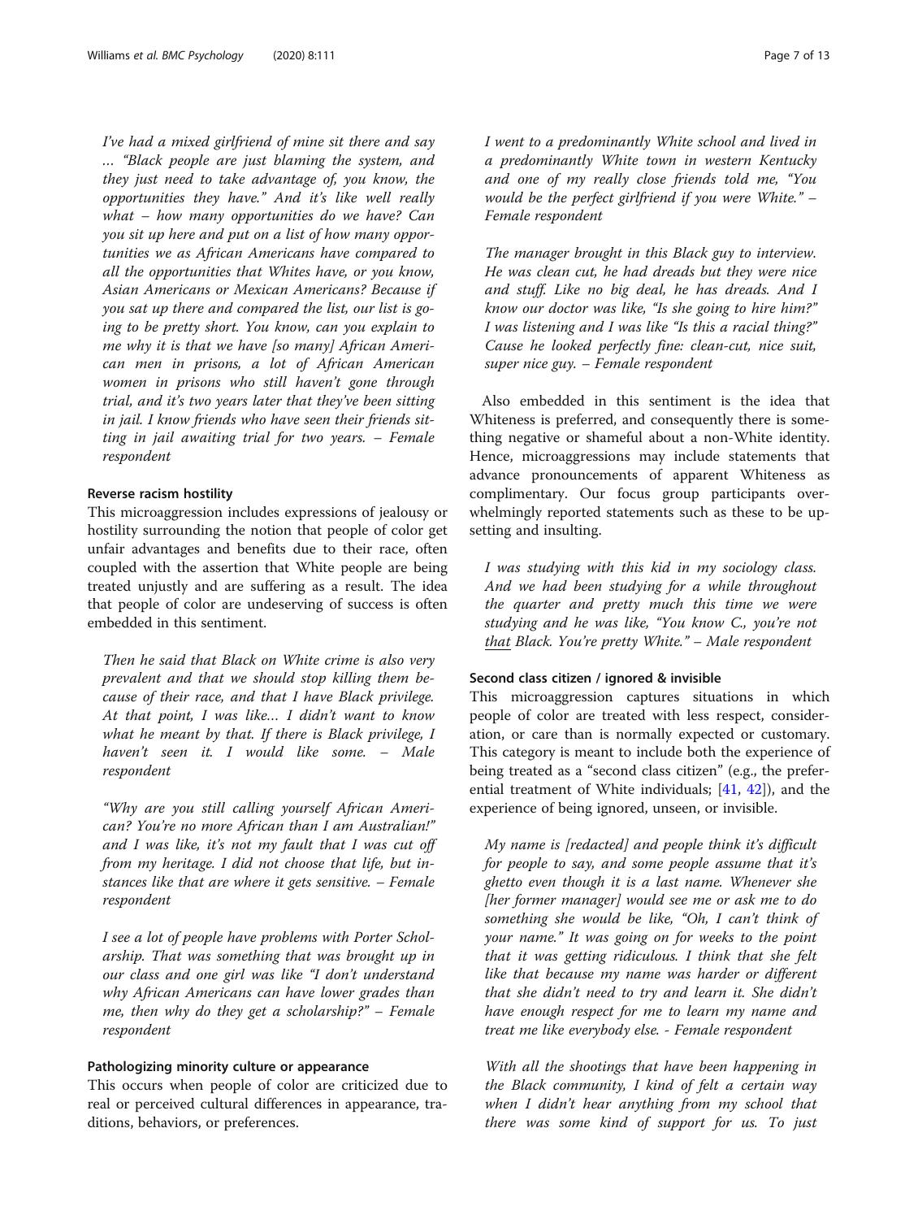*I've had a mixed girlfriend of mine sit there and say … "Black people are just blaming the system, and they just need to take advantage of, you know, the opportunities they have." And it's like well really what – how many opportunities do we have? Can you sit up here and put on a list of how many opportunities we as African Americans have compared to all the opportunities that Whites have, or you know, Asian Americans or Mexican Americans? Because if you sat up there and compared the list, our list is going to be pretty short. You know, can you explain to me why it is that we have [so many] African American men in prisons, a lot of African American women in prisons who still haven't gone through trial, and it's two years later that they've been sitting in jail. I know friends who have seen their friends sitting in jail awaiting trial for two years. – Female respondent*

#### Reverse racism hostility

This microaggression includes expressions of jealousy or hostility surrounding the notion that people of color get unfair advantages and benefits due to their race, often coupled with the assertion that White people are being treated unjustly and are suffering as a result. The idea that people of color are undeserving of success is often embedded in this sentiment.

*Then he said that Black on White crime is also very prevalent and that we should stop killing them because of their race, and that I have Black privilege. At that point, I was like… I didn't want to know what he meant by that. If there is Black privilege, I haven't seen it. I would like some. – Male respondent*

*"Why are you still calling yourself African American? You're no more African than I am Australian!" and I was like, it's not my fault that I was cut off from my heritage. I did not choose that life, but instances like that are where it gets sensitive. – Female respondent*

*I see a lot of people have problems with Porter Scholarship. That was something that was brought up in our class and one girl was like "I don't understand why African Americans can have lower grades than me, then why do they get a scholarship?" – Female respondent*

#### Pathologizing minority culture or appearance

This occurs when people of color are criticized due to real or perceived cultural differences in appearance, traditions, behaviors, or preferences.

*I went to a predominantly White school and lived in a predominantly White town in western Kentucky and one of my really close friends told me, "You would be the perfect girlfriend if you were White." – Female respondent*

*The manager brought in this Black guy to interview. He was clean cut, he had dreads but they were nice and stuff. Like no big deal, he has dreads. And I know our doctor was like, "Is she going to hire him?" I was listening and I was like "Is this a racial thing?" Cause he looked perfectly fine: clean-cut, nice suit, super nice guy. – Female respondent*

Also embedded in this sentiment is the idea that Whiteness is preferred, and consequently there is something negative or shameful about a non-White identity. Hence, microaggressions may include statements that advance pronouncements of apparent Whiteness as complimentary. Our focus group participants overwhelmingly reported statements such as these to be upsetting and insulting.

*I was studying with this kid in my sociology class. And we had been studying for a while throughout the quarter and pretty much this time we were studying and he was like, "You know C., you're not <u>that</u> Black. You're pretty White." – Male respondent*

#### Second class citizen / ignored & invisible

This microaggression captures situations in which people of color are treated with less respect, consideration, or care than is normally expected or customary. This category is meant to include both the experience of being treated as a "second class citizen" (e.g., the preferential treatment of White individuals; [41, 42]), and the experience of being ignored, unseen, or invisible.

*My name is [redacted] and people think it's difficult for people to say, and some people assume that it's ghetto even though it is a last name. Whenever she [her former manager] would see me or ask me to do something she would be like, "Oh, I can't think of your name." It was going on for weeks to the point that it was getting ridiculous. I think that she felt like that because my name was harder or different that she didn't need to try and learn it. She didn't have enough respect for me to learn my name and treat me like everybody else. - Female respondent*

*With all the shootings that have been happening in the Black community, I kind of felt a certain way when I didn't hear anything from my school that there was some kind of support for us. To just*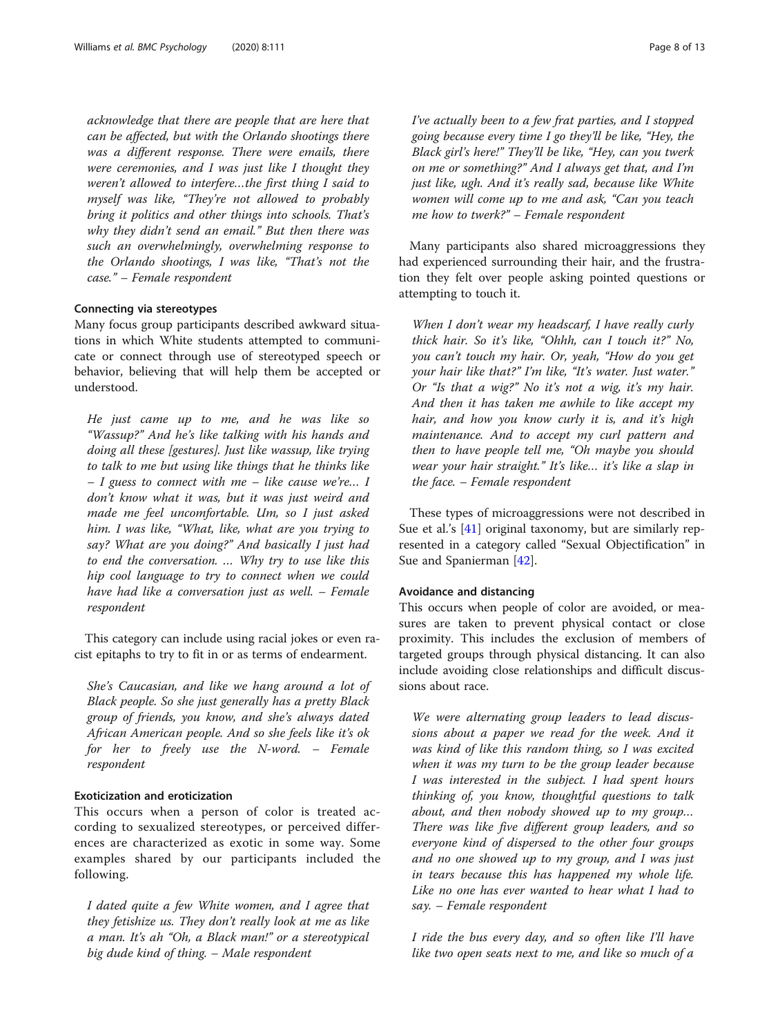*acknowledge that there are people that are here that can be affected, but with the Orlando shootings there was a different response. There were emails, there were ceremonies, and I was just like I thought they weren't allowed to interfere…the first thing I said to myself was like, "They're not allowed to probably bring it politics and other things into schools. That's why they didn't send an email." But then there was such an overwhelmingly, overwhelming response to the Orlando shootings, I was like, "That's not the case." – Female respondent*

#### Connecting via stereotypes

Many focus group participants described awkward situations in which White students attempted to communicate or connect through use of stereotyped speech or behavior, believing that will help them be accepted or understood.

> *He just came up to me, and he was like so "Wassup?" And he's like talking with his hands and doing all these [gestures]. Just like wassup, like trying to talk to me but using like things that he thinks like – I guess to connect with me – like cause we're… I don't know what it was, but it was just weird and made me feel uncomfortable. Um, so I just asked him. I was like, "What, like, what are you trying to say? What are you doing?" And basically I just had to end the conversation. … Why try to use like this hip cool language to try to connect when we could have had like a conversation just as well. – Female respondent*

This category can include using racial jokes or even racist epitaphs to try to fit in or as terms of endearment.

> *She's Caucasian, and like we hang around a lot of Black people. So she just generally has a pretty Black group of friends, you know, and she's always dated African American people. And so she feels like it's ok for her to freely use the N-word. – Female respondent*

#### Exoticization and eroticization

This occurs when a person of color is treated according to sexualized stereotypes, or perceived differences are characterized as exotic in some way. Some examples shared by our participants included the following.

> *I dated quite a few White women, and I agree that they fetishize us. They don't really look at me as like a man. It's ah "Oh, a Black man!" or a stereotypical big dude kind of thing. – Male respondent*

> *I've actually been to a few frat parties, and I stopped going because every time I go they'll be like, "Hey, the Black girl's here!" They'll be like, "Hey, can you twerk on me or something?" And I always get that, and I'm just like, ugh. And it's really sad, because like White women will come up to me and ask, "Can you teach me how to twerk?" – Female respondent*

Many participants also shared microaggressions they had experienced surrounding their hair, and the frustration they felt over people asking pointed questions or attempting to touch it.

> *When I don't wear my headscarf, I have really curly thick hair. So it's like, "Ohhh, can I touch it?" No, you can't touch my hair. Or, yeah, "How do you get your hair like that?" I'm like, "It's water. Just water." Or "Is that a wig?" No it's not a wig, it's my hair. And then it has taken me awhile to like accept my hair, and how you know curly it is, and it's high maintenance. And to accept my curl pattern and then to have people tell me, "Oh maybe you should wear your hair straight." It's like… it's like a slap in the face. – Female respondent*

These types of microaggressions were not described in Sue et al.'s [41] original taxonomy, but are similarly represented in a category called "Sexual Objectification" in Sue and Spanierman [42].

#### Avoidance and distancing

This occurs when people of color are avoided, or measures are taken to prevent physical contact or close proximity. This includes the exclusion of members of targeted groups through physical distancing. It can also include avoiding close relationships and difficult discussions about race.

> *We were alternating group leaders to lead discussions about a paper we read for the week. And it was kind of like this random thing, so I was excited when it was my turn to be the group leader because I was interested in the subject. I had spent hours thinking of, you know, thoughtful questions to talk about, and then nobody showed up to my group… There was like five different group leaders, and so everyone kind of dispersed to the other four groups and no one showed up to my group, and I was just in tears because this has happened my whole life. Like no one has ever wanted to hear what I had to say. – Female respondent*

> *I ride the bus every day, and so often like I'll have like two open seats next to me, and like so much of a*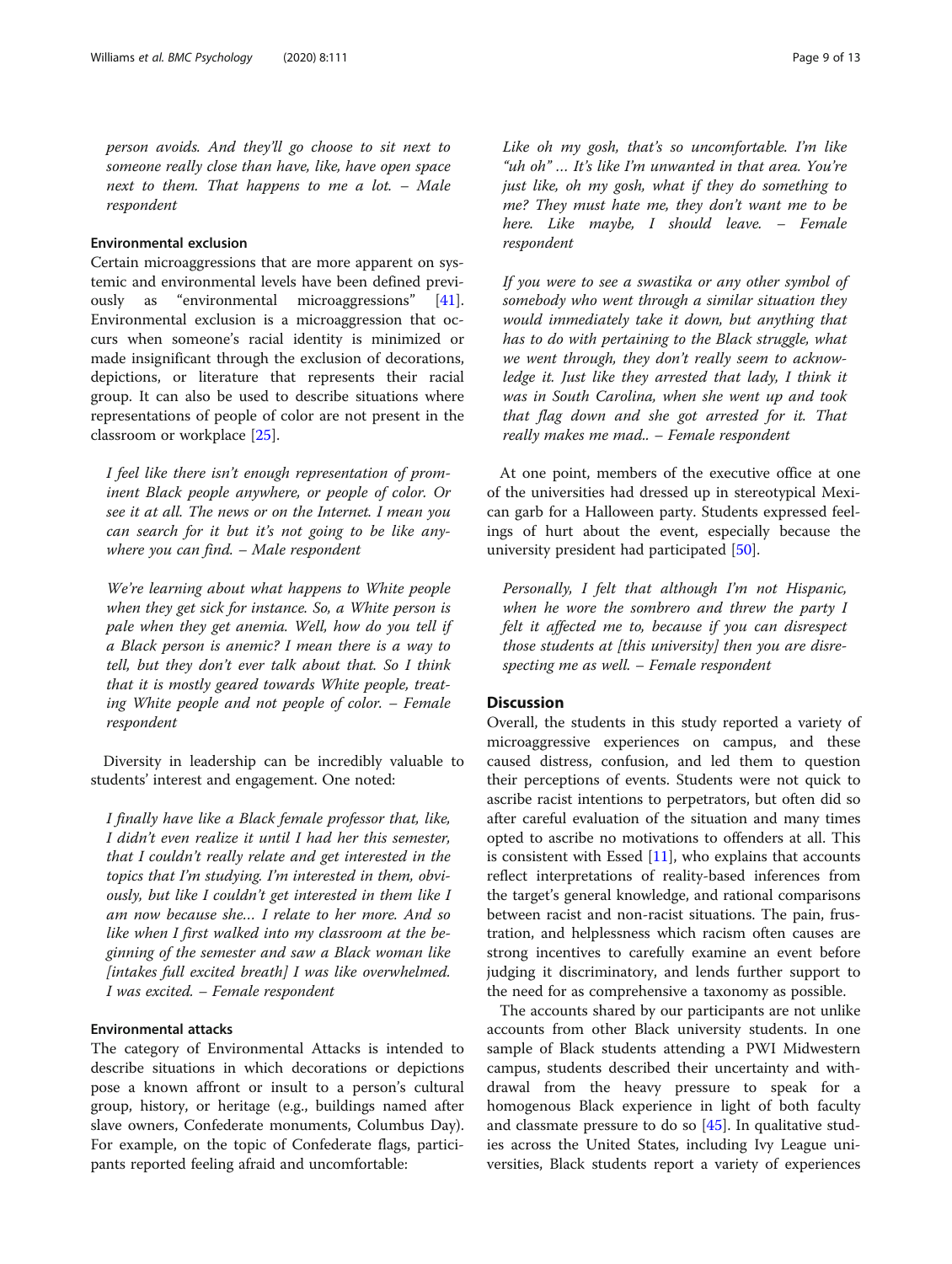*person avoids. And they'll go choose to sit next to someone really close than have, like, have open space next to them. That happens to me a lot. – Male respondent*

### Environmental exclusion

Certain microaggressions that are more apparent on systemic and environmental levels have been defined previously as "environmental microaggressions" [41]. Environmental exclusion is a microaggression that occurs when someone's racial identity is minimized or made insignificant through the exclusion of decorations, depictions, or literature that represents their racial group. It can also be used to describe situations where representations of people of color are not present in the classroom or workplace [25].

> *I feel like there isn't enough representation of prominent Black people anywhere, or people of color. Or see it at all. The news or on the Internet. I mean you can search for it but it's not going to be like anywhere you can find. – Male respondent*

> *We're learning about what happens to White people when they get sick for instance. So, a White person is pale when they get anemia. Well, how do you tell if a Black person is anemic? I mean there is a way to tell, but they don't ever talk about that. So I think that it is mostly geared towards White people, treating White people and not people of color. – Female respondent*

Diversity in leadership can be incredibly valuable to students' interest and engagement. One noted:

> *I finally have like a Black female professor that, like, I didn't even realize it until I had her this semester, that I couldn't really relate and get interested in the topics that I'm studying. I'm interested in them, obviously, but like I couldn't get interested in them like I am now because she… I relate to her more. And so like when I first walked into my classroom at the beginning of the semester and saw a Black woman like [intakes full excited breath] I was like overwhelmed. I was excited. – Female respondent*

### Environmental attacks

The category of Environmental Attacks is intended to describe situations in which decorations or depictions pose a known affront or insult to a person's cultural group, history, or heritage (e.g., buildings named after slave owners, Confederate monuments, Columbus Day). For example, on the topic of Confederate flags, participants reported feeling afraid and uncomfortable:

> *Like oh my gosh, that's so uncomfortable. I'm like "uh oh" … It's like I'm unwanted in that area. You're just like, oh my gosh, what if they do something to me? They must hate me, they don't want me to be here. Like maybe, I should leave. – Female respondent*

> *If you were to see a swastika or any other symbol of somebody who went through a similar situation they would immediately take it down, but anything that has to do with pertaining to the Black struggle, what we went through, they don't really seem to acknowledge it. Just like they arrested that lady, I think it was in South Carolina, when she went up and took that flag down and she got arrested for it. That really makes me mad.. – Female respondent*

At one point, members of the executive office at one of the universities had dressed up in stereotypical Mexican garb for a Halloween party. Students expressed feelings of hurt about the event, especially because the university president had participated [50].

> *Personally, I felt that although I'm not Hispanic, when he wore the sombrero and threw the party I felt it affected me to, because if you can disrespect those students at [this university] then you are disrespecting me as well. – Female respondent*

## Discussion

Overall, the students in this study reported a variety of microaggressive experiences on campus, and these caused distress, confusion, and led them to question their perceptions of events. Students were not quick to ascribe racist intentions to perpetrators, but often did so after careful evaluation of the situation and many times opted to ascribe no motivations to offenders at all. This is consistent with Essed [11], who explains that accounts reflect interpretations of reality-based inferences from the target's general knowledge, and rational comparisons between racist and non-racist situations. The pain, frustration, and helplessness which racism often causes are strong incentives to carefully examine an event before judging it discriminatory, and lends further support to the need for as comprehensive a taxonomy as possible.

The accounts shared by our participants are not unlike accounts from other Black university students. In one sample of Black students attending a PWI Midwestern campus, students described their uncertainty and withdrawal from the heavy pressure to speak for a homogenous Black experience in light of both faculty and classmate pressure to do so [45]. In qualitative studies across the United States, including Ivy League universities, Black students report a variety of experiences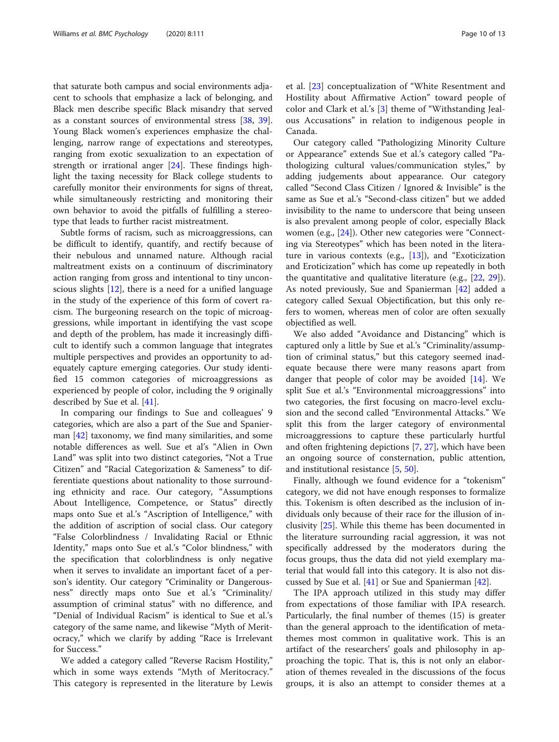that saturate both campus and social environments adjacent to schools that emphasize a lack of belonging, and Black men describe specific Black misandry that served as a constant sources of environmental stress [38, 39]. Young Black women's experiences emphasize the challenging, narrow range of expectations and stereotypes, ranging from exotic sexualization to an expectation of strength or irrational anger [24]. These findings highlight the taxing necessity for Black college students to carefully monitor their environments for signs of threat, while simultaneously restricting and monitoring their own behavior to avoid the pitfalls of fulfilling a stereotype that leads to further racist mistreatment.

Subtle forms of racism, such as microaggressions, can be difficult to identify, quantify, and rectify because of their nebulous and unnamed nature. Although racial maltreatment exists on a continuum of discriminatory action ranging from gross and intentional to tiny unconscious slights [12], there is a need for a unified language in the study of the experience of this form of covert racism. The burgeoning research on the topic of microaggressions, while important in identifying the vast scope and depth of the problem, has made it increasingly difficult to identify such a common language that integrates multiple perspectives and provides an opportunity to adequately capture emerging categories. Our study identified 15 common categories of microaggressions as experienced by people of color, including the 9 originally described by Sue et al. [41].

In comparing our findings to Sue and colleagues' 9 categories, which are also a part of the Sue and Spanierman [42] taxonomy, we find many similarities, and some notable differences as well. Sue et al's "Alien in Own Land" was split into two distinct categories, "Not a True Citizen" and "Racial Categorization & Sameness" to differentiate questions about nationality to those surrounding ethnicity and race. Our category, "Assumptions About Intelligence, Competence, or Status" directly maps onto Sue et al.'s "Ascription of Intelligence," with the addition of ascription of social class. Our category "False Colorblindness / Invalidating Racial or Ethnic Identity," maps onto Sue et al.'s "Color blindness," with the specification that colorblindness is only negative when it serves to invalidate an important facet of a person's identity. Our category "Criminality or Dangerousness" directly maps onto Sue et al.'s "Criminality/assumption of criminal status" with no difference, and "Denial of Individual Racism" is identical to Sue et al.'s category of the same name, and likewise "Myth of Meritocracy," which we clarify by adding "Race is Irrelevant for Success."

We added a category called "Reverse Racism Hostility," which in some ways extends "Myth of Meritocracy." This category is represented in the literature by Lewis et al. [23] conceptualization of "White Resentment and Hostility about Affirmative Action" toward people of color and Clark et al.'s [3] theme of "Withstanding Jealous Accusations" in relation to indigenous people in Canada.

Our category called "Pathologizing Minority Culture or Appearance" extends Sue et al.'s category called "Pathologizing cultural values/communication styles," by adding judgements about appearance. Our category called "Second Class Citizen / Ignored & Invisible" is the same as Sue et al.'s "Second-class citizen" but we added invisibility to the name to underscore that being unseen is also prevalent among people of color, especially Black women (e.g., [24]). Other new categories were "Connecting via Stereotypes" which has been noted in the literature in various contexts (e.g., [13]), and "Exoticization and Eroticization" which has come up repeatedly in both the quantitative and qualitative literature (e.g., [22, 29]). As noted previously, Sue and Spanierman [42] added a category called Sexual Objectification, but this only refers to women, whereas men of color are often sexually objectified as well.

We also added "Avoidance and Distancing" which is captured only a little by Sue et al.'s "Criminality/assumption of criminal status," but this category seemed inadequate because there were many reasons apart from danger that people of color may be avoided [14]. We split Sue et al.'s "Environmental microaggressions" into two categories, the first focusing on macro-level exclusion and the second called "Environmental Attacks." We split this from the larger category of environmental microaggressions to capture these particularly hurtful and often frightening depictions [7, 27], which have been an ongoing source of consternation, public attention, and institutional resistance [5, 50].

Finally, although we found evidence for a "tokenism" category, we did not have enough responses to formalize this. Tokenism is often described as the inclusion of individuals only because of their race for the illusion of inclusivity [25]. While this theme has been documented in the literature surrounding racial aggression, it was not specifically addressed by the moderators during the focus groups, thus the data did not yield exemplary material that would fall into this category. It is also not discussed by Sue et al. [41] or Sue and Spanierman [42].

The IPA approach utilized in this study may differ from expectations of those familiar with IPA research. Particularly, the final number of themes (15) is greater than the general approach to the identification of meta-themes most common in qualitative work. This is an artifact of the researchers' goals and philosophy in approaching the topic. That is, this is not only an elaboration of themes revealed in the discussions of the focus groups, it is also an attempt to consider themes at a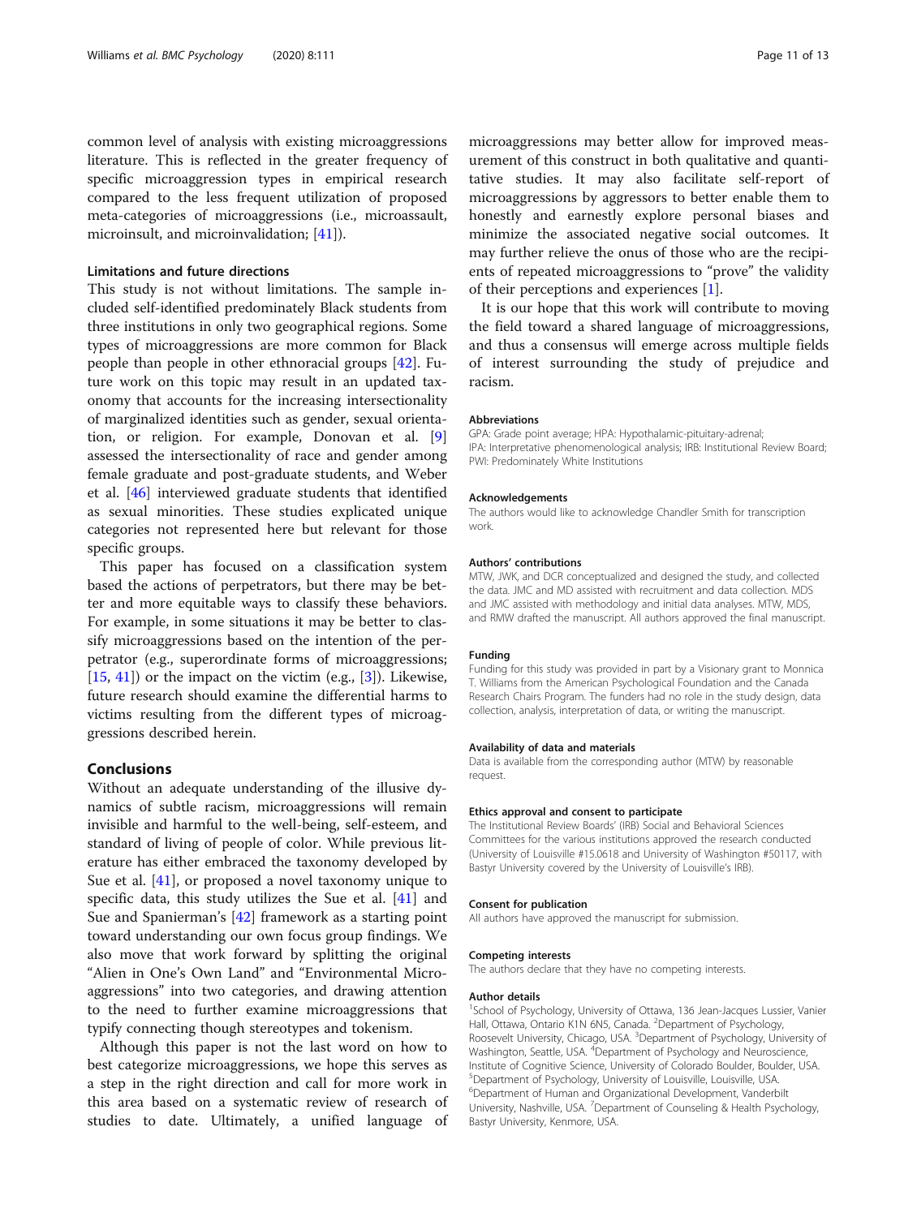common level of analysis with existing microaggressions literature. This is reflected in the greater frequency of specific microaggression types in empirical research compared to the less frequent utilization of proposed meta-categories of microaggressions (i.e., microassault, microinsult, and microinvalidation; [41]).

### Limitations and future directions

This study is not without limitations. The sample included self-identified predominately Black students from three institutions in only two geographical regions. Some types of microaggressions are more common for Black people than people in other ethnoracial groups [42]. Future work on this topic may result in an updated taxonomy that accounts for the increasing intersectionality of marginalized identities such as gender, sexual orientation, or religion. For example, Donovan et al. [9] assessed the intersectionality of race and gender among female graduate and post-graduate students, and Weber et al. [46] interviewed graduate students that identified as sexual minorities. These studies explicated unique categories not represented here but relevant for those specific groups.

This paper has focused on a classification system based the actions of perpetrators, but there may be better and more equitable ways to classify these behaviors. For example, in some situations it may be better to classify microaggressions based on the intention of the perpetrator (e.g., superordinate forms of microaggressions; [15, 41]) or the impact on the victim (e.g., [3]). Likewise, future research should examine the differential harms to victims resulting from the different types of microaggressions described herein.

## Conclusions

Without an adequate understanding of the illusive dynamics of subtle racism, microaggressions will remain invisible and harmful to the well-being, self-esteem, and standard of living of people of color. While previous literature has either embraced the taxonomy developed by Sue et al. [41], or proposed a novel taxonomy unique to specific data, this study utilizes the Sue et al. [41] and Sue and Spanierman's [42] framework as a starting point toward understanding our own focus group findings. We also move that work forward by splitting the original "Alien in One's Own Land" and "Environmental Microaggressions" into two categories, and drawing attention to the need to further examine microaggressions that typify connecting though stereotypes and tokenism.

Although this paper is not the last word on how to best categorize microaggressions, we hope this serves as a step in the right direction and call for more work in this area based on a systematic review of research of studies to date. Ultimately, a unified language of microaggressions may better allow for improved measurement of this construct in both qualitative and quantitative studies. It may also facilitate self-report of microaggressions by aggressors to better enable them to honestly and earnestly explore personal biases and minimize the associated negative social outcomes. It may further relieve the onus of those who are the recipients of repeated microaggressions to "prove" the validity of their perceptions and experiences [1].

It is our hope that this work will contribute to moving the field toward a shared language of microaggressions, and thus a consensus will emerge across multiple fields of interest surrounding the study of prejudice and racism.

#### Abbreviations

GPA: Grade point average; HPA: Hypothalamic-pituitary-adrenal; IPA: Interpretative phenomenological analysis; IRB: Institutional Review Board; PWI: Predominately White Institutions

#### Acknowledgements

The authors would like to acknowledge Chandler Smith for transcription work.

#### Authors' contributions

MTW, JWK, and DCR conceptualized and designed the study, and collected the data. JMC and MD assisted with recruitment and data collection. MDS and JMC assisted with methodology and initial data analyses. MTW, MDS, and RMW drafted the manuscript. All authors approved the final manuscript.

#### Funding

Funding for this study was provided in part by a Visionary grant to Monnica T. Williams from the American Psychological Foundation and the Canada Research Chairs Program. The funders had no role in the study design, data collection, analysis, interpretation of data, or writing the manuscript.

#### Availability of data and materials

Data is available from the corresponding author (MTW) by reasonable request.

#### Ethics approval and consent to participate

The Institutional Review Boards' (IRB) Social and Behavioral Sciences Committees for the various institutions approved the research conducted (University of Louisville #15.0618 and University of Washington #50117, with Bastyr University covered by the University of Louisville's IRB).

#### Consent for publication

All authors have approved the manuscript for submission.

#### Competing interests

The authors declare that they have no competing interests.

#### Author details

[1]School of Psychology, University of Ottawa, 136 Jean-Jacques Lussier, Vanier Hall, Ottawa, Ontario K1N 6N5, Canada. [2]Department of Psychology, Roosevelt University, Chicago, USA. [3]Department of Psychology, University of Washington, Seattle, USA. [4]Department of Psychology and Neuroscience, Institute of Cognitive Science, University of Colorado Boulder, Boulder, USA. [5]Department of Psychology, University of Louisville, Louisville, USA. [6]Department of Human and Organizational Development, Vanderbilt University, Nashville, USA. [7]Department of Counseling & Health Psychology, Bastyr University, Kenmore, USA.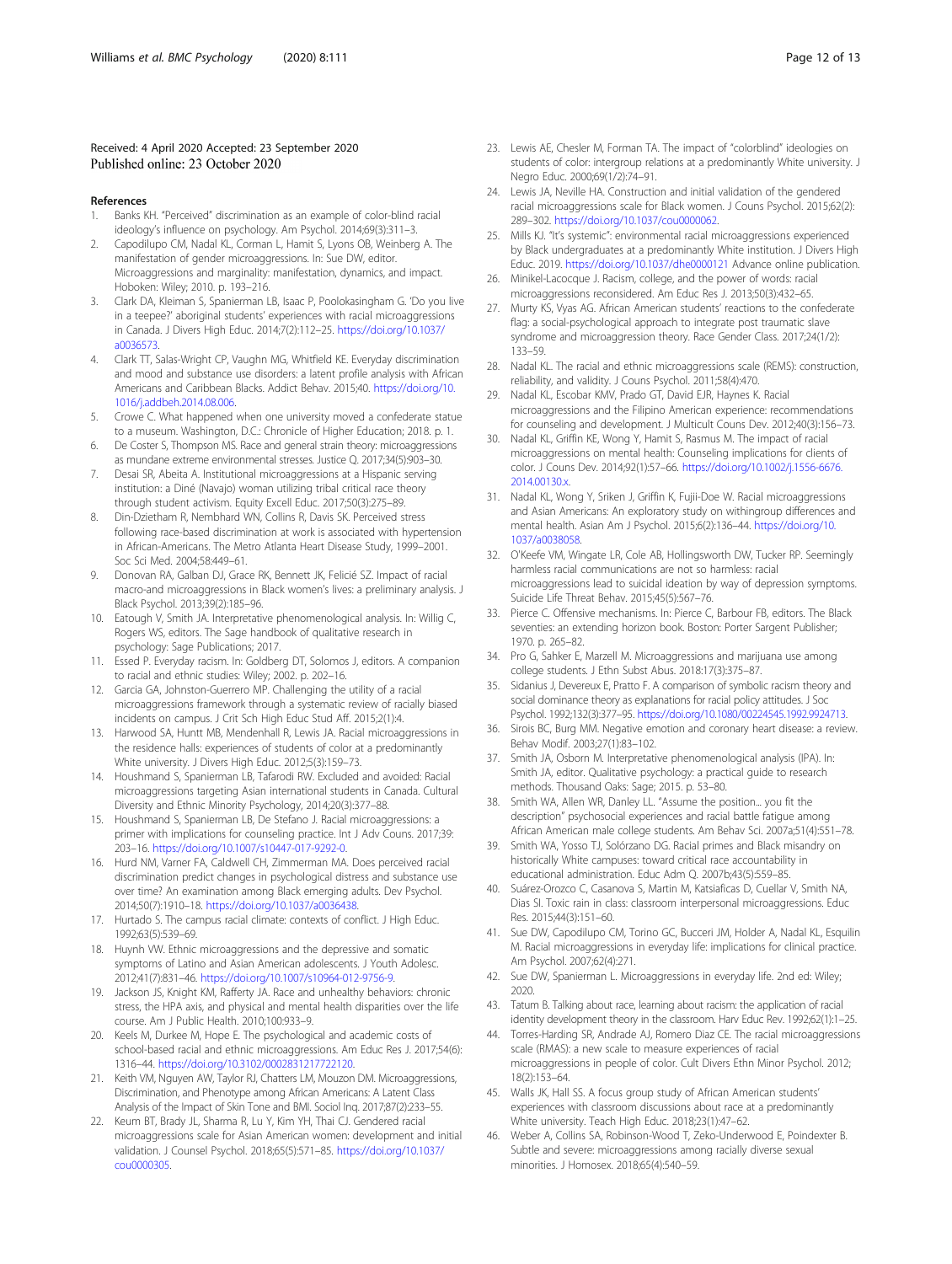Received: 4 April 2020 Accepted: 23 September 2020
Published online: 23 October 2020

## References

1. Banks KH. "Perceived" discrimination as an example of color-blind racial ideology's influence on psychology. Am Psychol. 2014;69(3):311–3.
2. Capodilupo CM, Nadal KL, Corman L, Hamit S, Lyons OB, Weinberg A. The manifestation of gender microaggressions. In: Sue DW, editor. Microaggressions and marginality: manifestation, dynamics, and impact. Hoboken: Wiley; 2010. p. 193–216.
3. Clark DA, Kleiman S, Spanierman LB, Isaac P, Poolokasingham G. 'Do you live in a teepee?' aboriginal students' experiences with racial microaggressions in Canada. J Divers High Educ. 2014;7(2):112–25. https://doi.org/10.1037/a0036573.
4. Clark TT, Salas-Wright CP, Vaughn MG, Whitfield KE. Everyday discrimination and mood and substance use disorders: a latent profile analysis with African Americans and Caribbean Blacks. Addict Behav. 2015;40. https://doi.org/10.1016/j.addbeh.2014.08.006.
5. Crowe C. What happened when one university moved a confederate statue to a museum. Washington, D.C.: Chronicle of Higher Education; 2018. p. 1.
6. De Coster S, Thompson MS. Race and general strain theory: microaggressions as mundane extreme environmental stresses. Justice Q. 2017;34(5):903–30.
7. Desai SR, Abeita A. Institutional microaggressions at a Hispanic serving institution: a Diné (Navajo) woman utilizing tribal critical race theory through student activism. Equity Excell Educ. 2017;50(3):275–89.
8. Din-Dzietham R, Nembhard WN, Collins R, Davis SK. Perceived stress following race-based discrimination at work is associated with hypertension in African-Americans. The Metro Atlanta Heart Disease Study, 1999–2001. Soc Sci Med. 2004;58:449–61.
9. Donovan RA, Galban DJ, Grace RK, Bennett JK, Felicié SZ. Impact of racial macro-and microaggressions in Black women's lives: a preliminary analysis. J Black Psychol. 2013;39(2):185–96.
10. Eatough V, Smith JA. Interpretative phenomenological analysis. In: Willig C, Rogers WS, editors. The Sage handbook of qualitative research in psychology: Sage Publications; 2017.
11. Essed P. Everyday racism. In: Goldberg DT, Solomos J, editors. A companion to racial and ethnic studies: Wiley; 2002. p. 202–16.
12. Garcia GA, Johnston-Guerrero MP. Challenging the utility of a racial microaggressions framework through a systematic review of racially biased incidents on campus. J Crit Sch High Educ Stud Aff. 2015;2(1):4.
13. Harwood SA, Huntt MB, Mendenhall R, Lewis JA. Racial microaggressions in the residence halls: experiences of students of color at a predominantly White university. J Divers High Educ. 2012;5(3):159–73.
14. Houshmand S, Spanierman LB, Tafarodi RW. Excluded and avoided: Racial microaggressions targeting Asian international students in Canada. Cultural Diversity and Ethnic Minority Psychology, 2014;20(3):377–88.
15. Houshmand S, Spanierman LB, De Stefano J. Racial microaggressions: a primer with implications for counseling practice. Int J Adv Couns. 2017;39:203–16. https://doi.org/10.1007/s10447-017-9292-0.
16. Hurd NM, Varner FA, Caldwell CH, Zimmerman MA. Does perceived racial discrimination predict changes in psychological distress and substance use over time? An examination among Black emerging adults. Dev Psychol. 2014;50(7):1910–18. https://doi.org/10.1037/a0036438.
17. Hurtado S. The campus racial climate: contexts of conflict. J High Educ. 1992;63(5):539–69.
18. Huynh VW. Ethnic microaggressions and the depressive and somatic symptoms of Latino and Asian American adolescents. J Youth Adolesc. 2012;41(7):831–46. https://doi.org/10.1007/s10964-012-9756-9.
19. Jackson JS, Knight KM, Rafferty JA. Race and unhealthy behaviors: chronic stress, the HPA axis, and physical and mental health disparities over the life course. Am J Public Health. 2010;100:933–9.
20. Keels M, Durkee M, Hope E. The psychological and academic costs of school-based racial and ethnic microaggressions. Am Educ Res J. 2017;54(6):1316–44. https://doi.org/10.3102/0002831217722120.
21. Keith VM, Nguyen AW, Taylor RJ, Chatters LM, Mouzon DM. Microaggressions, Discrimination, and Phenotype among African Americans: A Latent Class Analysis of the Impact of Skin Tone and BMI. Sociol Inq. 2017;87(2):233–55.
22. Keum BT, Brady JL, Sharma R, Lu Y, Kim YH, Thai CJ. Gendered racial microaggressions scale for Asian American women: development and initial validation. J Counsel Psychol. 2018;65(5):571–85. https://doi.org/10.1037/cou0000305.
23. Lewis AE, Chesler M, Forman TA. The impact of "colorblind" ideologies on students of color: intergroup relations at a predominantly White university. J Negro Educ. 2000;69(1/2):74–91.
24. Lewis JA, Neville HA. Construction and initial validation of the gendered racial microaggressions scale for Black women. J Couns Psychol. 2015;62(2):289–302. https://doi.org/10.1037/cou0000062.
25. Mills KJ. "It's systemic": environmental racial microaggressions experienced by Black undergraduates at a predominantly White institution. J Divers High Educ. 2019. https://doi.org/10.1037/dhe0000121 Advance online publication.
26. Minikel-Lacocque J. Racism, college, and the power of words: racial microaggressions reconsidered. Am Educ Res J. 2013;50(3):432–65.
27. Murty KS, Vyas AG. African American students' reactions to the confederate flag: a social-psychological approach to integrate post traumatic slave syndrome and microaggression theory. Race Gender Class. 2017;24(1/2):133–59.
28. Nadal KL. The racial and ethnic microaggressions scale (REMS): construction, reliability, and validity. J Couns Psychol. 2011;58(4):470.
29. Nadal KL, Escobar KMV, Prado GT, David EJR, Haynes K. Racial microaggressions and the Filipino American experience: recommendations for counseling and development. J Multicult Couns Dev. 2012;40(3):156–73.
30. Nadal KL, Griffin KE, Wong Y, Hamit S, Rasmus M. The impact of racial microaggressions on mental health: Counseling implications for clients of color. J Couns Dev. 2014;92(1):57–66. https://doi.org/10.1002/j.1556-6676.2014.00130.x.
31. Nadal KL, Wong Y, Sriken J, Griffin K, Fujii-Doe W. Racial microaggressions and Asian Americans: An exploratory study on withingroup differences and mental health. Asian Am J Psychol. 2015;6(2):136–44. https://doi.org/10.1037/a0038058.
32. O'Keefe VM, Wingate LR, Cole AB, Hollingsworth DW, Tucker RP. Seemingly harmless racial communications are not so harmless: racial microaggressions lead to suicidal ideation by way of depression symptoms. Suicide Life Threat Behav. 2015;45(5):567–76.
33. Pierce C. Offensive mechanisms. In: Pierce C, Barbour FB, editors. The Black seventies: an extending horizon book. Boston: Porter Sargent Publisher; 1970. p. 265–82.
34. Pro G, Sahker E, Marzell M. Microaggressions and marijuana use among college students. J Ethn Subst Abus. 2018:17(3):375–87.
35. Sidanius J, Devereux E, Pratto F. A comparison of symbolic racism theory and social dominance theory as explanations for racial policy attitudes. J Soc Psychol. 1992;132(3):377–95. https://doi.org/10.1080/00224545.1992.9924713.
36. Sirois BC, Burg MM. Negative emotion and coronary heart disease: a review. Behav Modif. 2003;27(1):83–102.
37. Smith JA, Osborn M. Interpretative phenomenological analysis (IPA). In: Smith JA, editor. Qualitative psychology: a practical guide to research methods. Thousand Oaks: Sage; 2015. p. 53–80.
38. Smith WA, Allen WR, Danley LL. "Assume the position... you fit the description" psychosocial experiences and racial battle fatigue among African American male college students. Am Behav Sci. 2007a;51(4):551–78.
39. Smith WA, Yosso TJ, Solórzano DG. Racial primes and Black misandry on historically White campuses: toward critical race accountability in educational administration. Educ Adm Q. 2007b;43(5):559–85.
40. Suárez-Orozco C, Casanova S, Martin M, Katsiaficas D, Cuellar V, Smith NA, Dias SI. Toxic rain in class: classroom interpersonal microaggressions. Educ Res. 2015;44(3):151–60.
41. Sue DW, Capodilupo CM, Torino GC, Bucceri JM, Holder A, Nadal KL, Esquilin M. Racial microaggressions in everyday life: implications for clinical practice. Am Psychol. 2007;62(4):271.
42. Sue DW, Spanierman L. Microaggressions in everyday life. 2nd ed: Wiley; 2020.
43. Tatum B. Talking about race, learning about racism: the application of racial identity development theory in the classroom. Harv Educ Rev. 1992;62(1):1–25.
44. Torres-Harding SR, Andrade AJ, Romero Diaz CE. The racial microaggressions scale (RMAS): a new scale to measure experiences of racial microaggressions in people of color. Cult Divers Ethn Minor Psychol. 2012;18(2):153–64.
45. Walls JK, Hall SS. A focus group study of African American students' experiences with classroom discussions about race at a predominantly White university. Teach High Educ. 2018;23(1):47–62.
46. Weber A, Collins SA, Robinson-Wood T, Zeko-Underwood E, Poindexter B. Subtle and severe: microaggressions among racially diverse sexual minorities. J Homosex. 2018;65(4):540–59.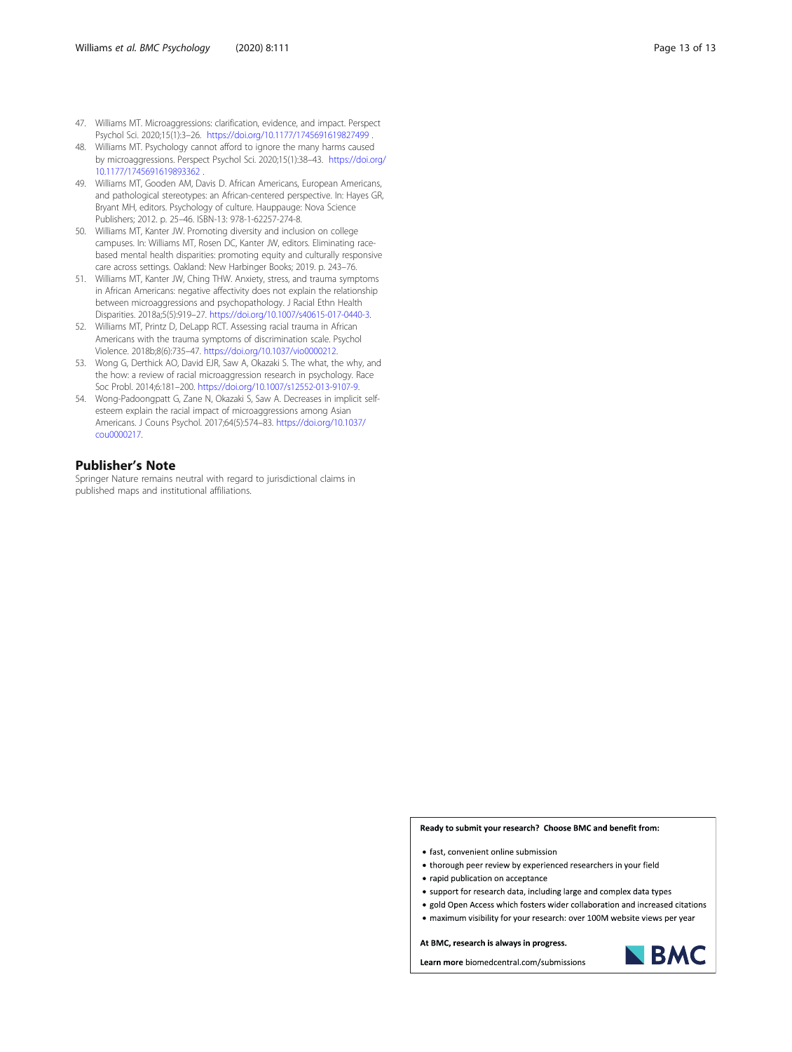47. Williams MT. Microaggressions: clarification, evidence, and impact. Perspect Psychol Sci. 2020;15(1):3–26. https://doi.org/10.1177/1745691619827499 .
48. Williams MT. Psychology cannot afford to ignore the many harms caused by microaggressions. Perspect Psychol Sci. 2020;15(1):38–43. https://doi.org/10.1177/1745691619893362 .
49. Williams MT, Gooden AM, Davis D. African Americans, European Americans, and pathological stereotypes: an African-centered perspective. In: Hayes GR, Bryant MH, editors. Psychology of culture. Hauppauge: Nova Science Publishers; 2012. p. 25–46. ISBN-13: 978-1-62257-274-8.
50. Williams MT, Kanter JW. Promoting diversity and inclusion on college campuses. In: Williams MT, Rosen DC, Kanter JW, editors. Eliminating race-based mental health disparities: promoting equity and culturally responsive care across settings. Oakland: New Harbinger Books; 2019. p. 243–76.
51. Williams MT, Kanter JW, Ching THW. Anxiety, stress, and trauma symptoms in African Americans: negative affectivity does not explain the relationship between microaggressions and psychopathology. J Racial Ethn Health Disparities. 2018a;5(5):919–27. https://doi.org/10.1007/s40615-017-0440-3.
52. Williams MT, Printz D, DeLapp RCT. Assessing racial trauma in African Americans with the trauma symptoms of discrimination scale. Psychol Violence. 2018b;8(6):735–47. https://doi.org/10.1037/vio0000212.
53. Wong G, Derthick AO, David EJR, Saw A, Okazaki S. The what, the why, and the how: a review of racial microaggression research in psychology. Race Soc Probl. 2014;6:181–200. https://doi.org/10.1007/s12552-013-9107-9.
54. Wong-Padoongpatt G, Zane N, Okazaki S, Saw A. Decreases in implicit self-esteem explain the racial impact of microaggressions among Asian Americans. J Couns Psychol. 2017;64(5):574–83. https://doi.org/10.1037/cou0000217.

## Publisher's Note

Springer Nature remains neutral with regard to jurisdictional claims in published maps and institutional affiliations.

**Ready to submit your research? Choose BMC and benefit from:**

- fast, convenient online submission
- thorough peer review by experienced researchers in your field
- rapid publication on acceptance
- support for research data, including large and complex data types
- gold Open Access which fosters wider collaboration and increased citations
- maximum visibility for your research: over 100M website views per year

**At BMC, research is always in progress.**

**Learn more** biomedcentral.com/submissions

BMC